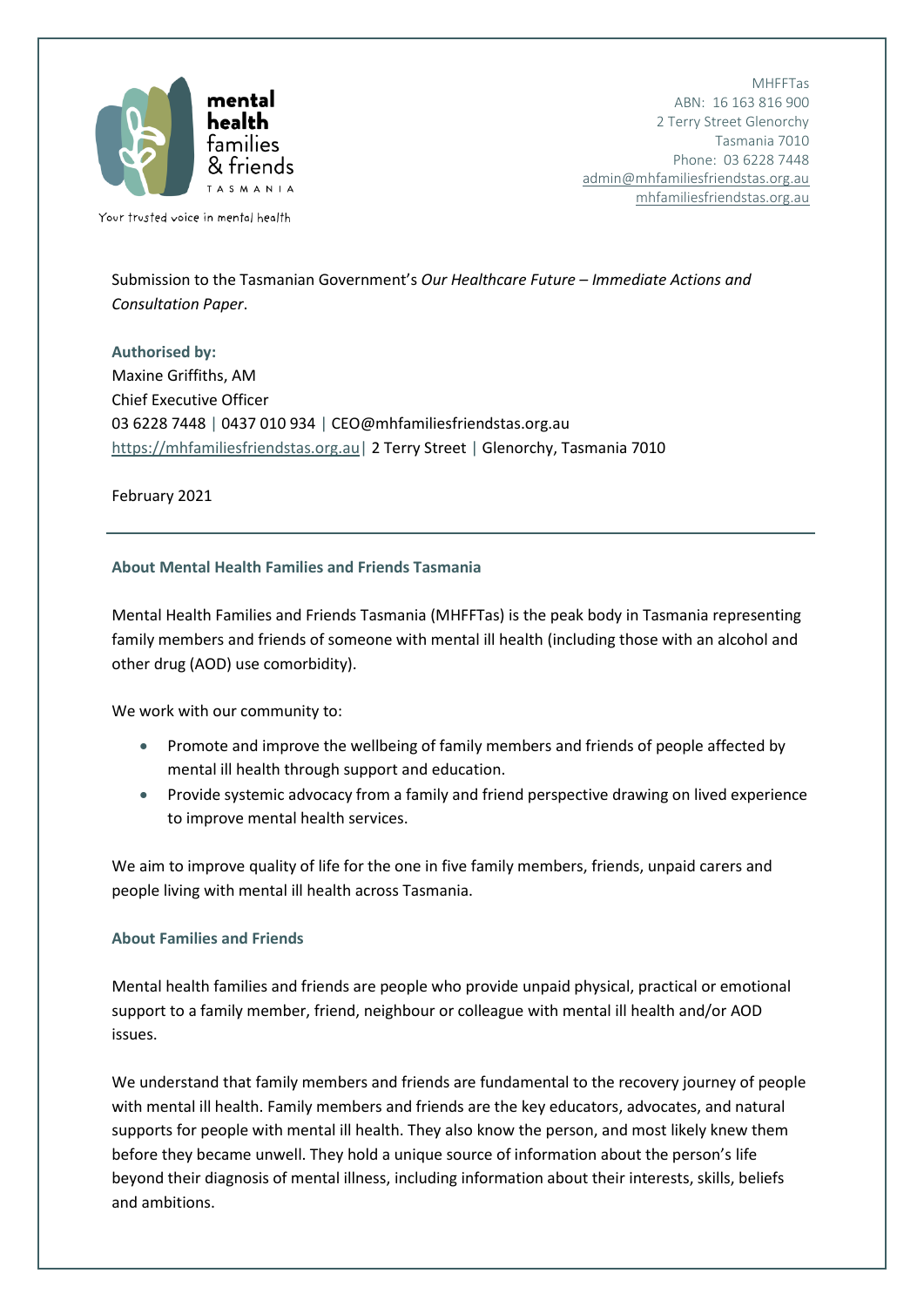mental health families & friends TASMANIA

Your trusted voice in mental health

MHFFTas
ABN: 16 163 816 900
2 Terry Street Glenorchy
Tasmania 7010
Phone: 03 6228 7448
admin@mhfamiliesfriendstas.org.au
mhfamiliesfriendstas.org.au

Submission to the Tasmanian Government's *Our Healthcare Future – Immediate Actions and Consultation Paper*.

**Authorised by:**
Maxine Griffiths, AM
Chief Executive Officer
03 6228 7448 | 0437 010 934 | CEO@mhfamiliesfriendstas.org.au
https://mhfamiliesfriendstas.org.au | 2 Terry Street | Glenorchy, Tasmania 7010

February 2021

---

## About Mental Health Families and Friends Tasmania

Mental Health Families and Friends Tasmania (MHFFTas) is the peak body in Tasmania representing family members and friends of someone with mental ill health (including those with an alcohol and other drug (AOD) use comorbidity).

We work with our community to:

- Promote and improve the wellbeing of family members and friends of people affected by mental ill health through support and education.
- Provide systemic advocacy from a family and friend perspective drawing on lived experience to improve mental health services.

We aim to improve quality of life for the one in five family members, friends, unpaid carers and people living with mental ill health across Tasmania.

## About Families and Friends

Mental health families and friends are people who provide unpaid physical, practical or emotional support to a family member, friend, neighbour or colleague with mental ill health and/or AOD issues.

We understand that family members and friends are fundamental to the recovery journey of people with mental ill health. Family members and friends are the key educators, advocates, and natural supports for people with mental ill health. They also know the person, and most likely knew them before they became unwell. They hold a unique source of information about the person's life beyond their diagnosis of mental illness, including information about their interests, skills, beliefs and ambitions.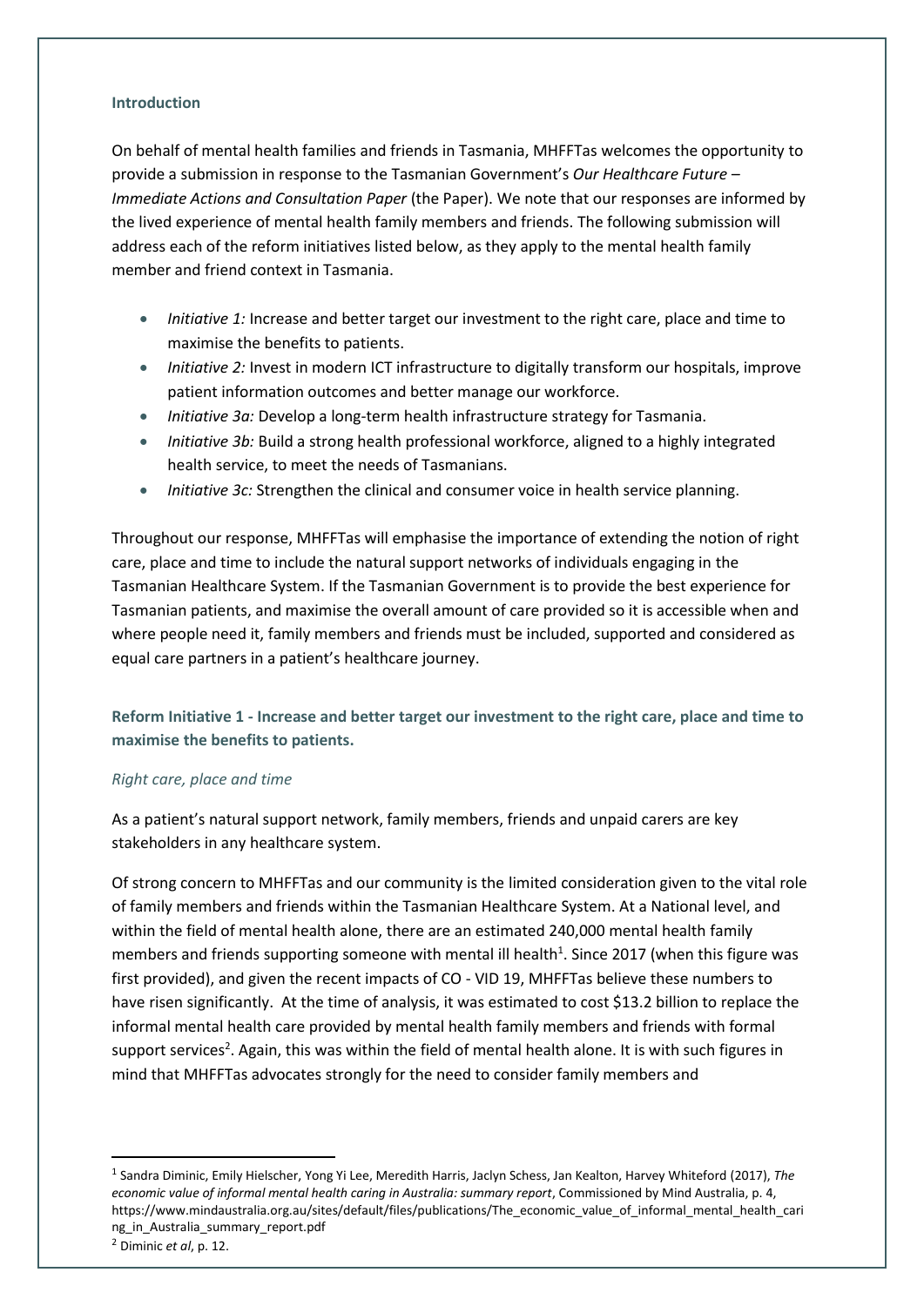**Introduction**

On behalf of mental health families and friends in Tasmania, MHFFTas welcomes the opportunity to provide a submission in response to the Tasmanian Government's *Our Healthcare Future – Immediate Actions and Consultation Paper* (the Paper). We note that our responses are informed by the lived experience of mental health family members and friends. The following submission will address each of the reform initiatives listed below, as they apply to the mental health family member and friend context in Tasmania.

- *Initiative 1:* Increase and better target our investment to the right care, place and time to maximise the benefits to patients.
- *Initiative 2:* Invest in modern ICT infrastructure to digitally transform our hospitals, improve patient information outcomes and better manage our workforce.
- *Initiative 3a:* Develop a long-term health infrastructure strategy for Tasmania.
- *Initiative 3b:* Build a strong health professional workforce, aligned to a highly integrated health service, to meet the needs of Tasmanians.
- *Initiative 3c:* Strengthen the clinical and consumer voice in health service planning.

Throughout our response, MHFFTas will emphasise the importance of extending the notion of right care, place and time to include the natural support networks of individuals engaging in the Tasmanian Healthcare System. If the Tasmanian Government is to provide the best experience for Tasmanian patients, and maximise the overall amount of care provided so it is accessible when and where people need it, family members and friends must be included, supported and considered as equal care partners in a patient's healthcare journey.

**Reform Initiative 1 - Increase and better target our investment to the right care, place and time to maximise the benefits to patients.**

*Right care, place and time*

As a patient's natural support network, family members, friends and unpaid carers are key stakeholders in any healthcare system.

Of strong concern to MHFFTas and our community is the limited consideration given to the vital role of family members and friends within the Tasmanian Healthcare System. At a National level, and within the field of mental health alone, there are an estimated 240,000 mental health family members and friends supporting someone with mental ill health[1]. Since 2017 (when this figure was first provided), and given the recent impacts of CO - VID 19, MHFFTas believe these numbers to have risen significantly. At the time of analysis, it was estimated to cost \$13.2 billion to replace the informal mental health care provided by mental health family members and friends with formal support services[2]. Again, this was within the field of mental health alone. It is with such figures in mind that MHFFTas advocates strongly for the need to consider family members and

---

[1] Sandra Diminic, Emily Hielscher, Yong Yi Lee, Meredith Harris, Jaclyn Schess, Jan Kealton, Harvey Whiteford (2017), *The economic value of informal mental health caring in Australia: summary report*, Commissioned by Mind Australia, p. 4, https://www.mindaustralia.org.au/sites/default/files/publications/The_economic_value_of_informal_mental_health_caring_in_Australia_summary_report.pdf

[2] Diminic *et al*, p. 12.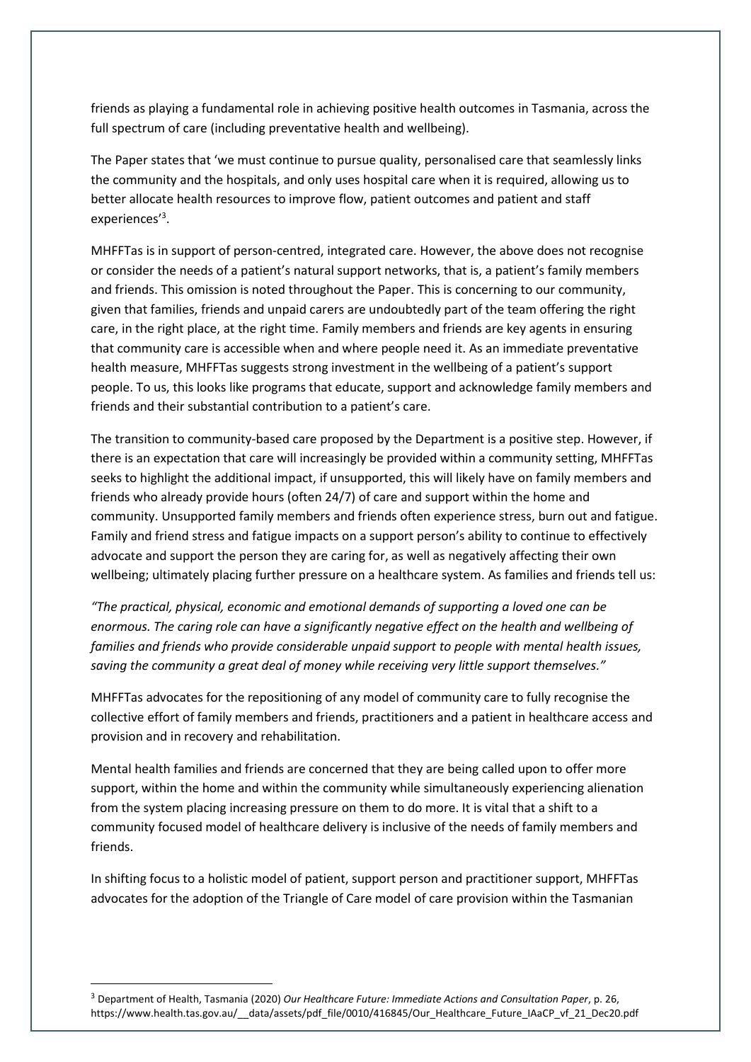friends as playing a fundamental role in achieving positive health outcomes in Tasmania, across the full spectrum of care (including preventative health and wellbeing).

The Paper states that 'we must continue to pursue quality, personalised care that seamlessly links the community and the hospitals, and only uses hospital care when it is required, allowing us to better allocate health resources to improve flow, patient outcomes and patient and staff experiences'[3].

MHFFTas is in support of person-centred, integrated care. However, the above does not recognise or consider the needs of a patient's natural support networks, that is, a patient's family members and friends. This omission is noted throughout the Paper. This is concerning to our community, given that families, friends and unpaid carers are undoubtedly part of the team offering the right care, in the right place, at the right time. Family members and friends are key agents in ensuring that community care is accessible when and where people need it. As an immediate preventative health measure, MHFFTas suggests strong investment in the wellbeing of a patient's support people. To us, this looks like programs that educate, support and acknowledge family members and friends and their substantial contribution to a patient's care.

The transition to community-based care proposed by the Department is a positive step. However, if there is an expectation that care will increasingly be provided within a community setting, MHFFTas seeks to highlight the additional impact, if unsupported, this will likely have on family members and friends who already provide hours (often 24/7) of care and support within the home and community. Unsupported family members and friends often experience stress, burn out and fatigue. Family and friend stress and fatigue impacts on a support person's ability to continue to effectively advocate and support the person they are caring for, as well as negatively affecting their own wellbeing; ultimately placing further pressure on a healthcare system. As families and friends tell us:

*"The practical, physical, economic and emotional demands of supporting a loved one can be enormous. The caring role can have a significantly negative effect on the health and wellbeing of families and friends who provide considerable unpaid support to people with mental health issues, saving the community a great deal of money while receiving very little support themselves."*

MHFFTas advocates for the repositioning of any model of community care to fully recognise the collective effort of family members and friends, practitioners and a patient in healthcare access and provision and in recovery and rehabilitation.

Mental health families and friends are concerned that they are being called upon to offer more support, within the home and within the community while simultaneously experiencing alienation from the system placing increasing pressure on them to do more. It is vital that a shift to a community focused model of healthcare delivery is inclusive of the needs of family members and friends.

In shifting focus to a holistic model of patient, support person and practitioner support, MHFFTas advocates for the adoption of the Triangle of Care model of care provision within the Tasmanian

---

[3] Department of Health, Tasmania (2020) *Our Healthcare Future: Immediate Actions and Consultation Paper*, p. 26, https://www.health.tas.gov.au/__data/assets/pdf_file/0010/416845/Our_Healthcare_Future_IAaCP_vf_21_Dec20.pdf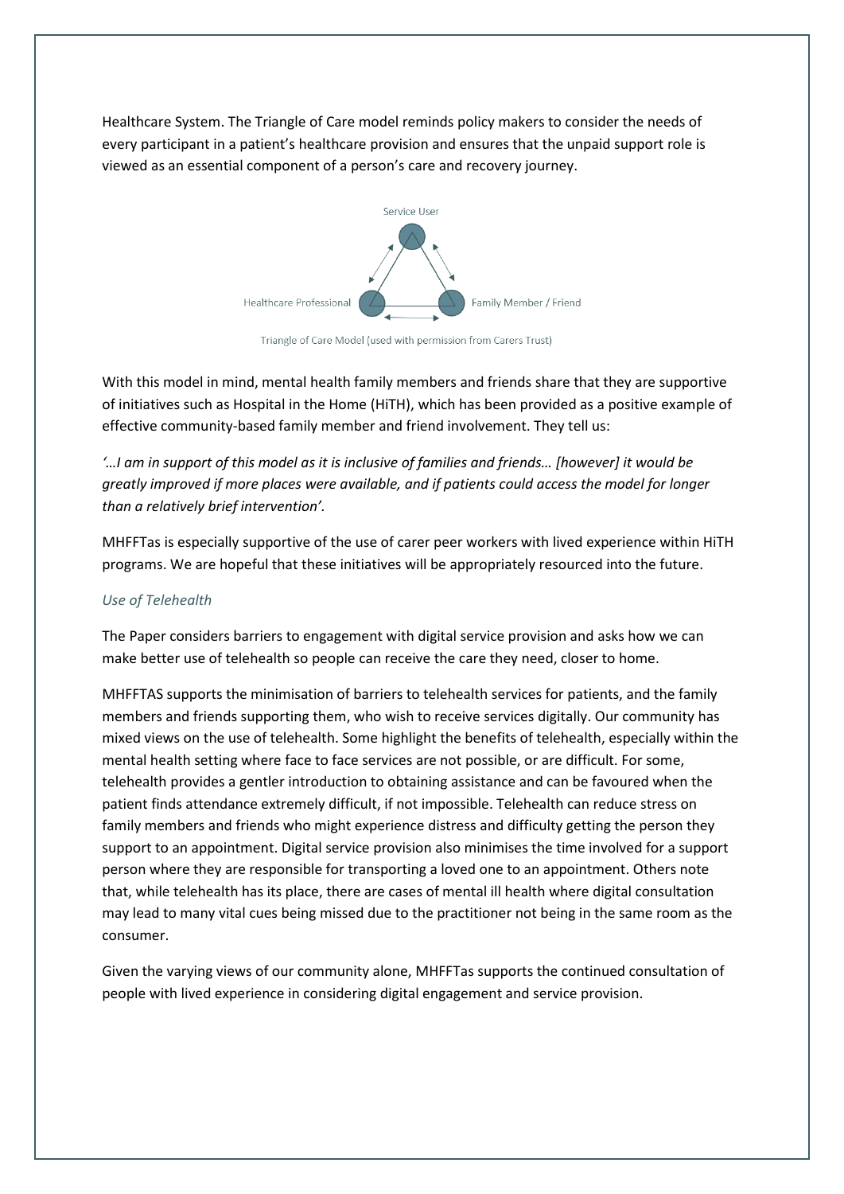Healthcare System. The Triangle of Care model reminds policy makers to consider the needs of every participant in a patient's healthcare provision and ensures that the unpaid support role is viewed as an essential component of a person's care and recovery journey.

Service User

Healthcare Professional

Family Member / Friend

Triangle of Care Model (used with permission from Carers Trust)

With this model in mind, mental health family members and friends share that they are supportive of initiatives such as Hospital in the Home (HiTH), which has been provided as a positive example of effective community-based family member and friend involvement. They tell us:

*'…I am in support of this model as it is inclusive of families and friends… [however] it would be greatly improved if more places were available, and if patients could access the model for longer than a relatively brief intervention'.*

MHFFTas is especially supportive of the use of carer peer workers with lived experience within HiTH programs. We are hopeful that these initiatives will be appropriately resourced into the future.

*Use of Telehealth*

The Paper considers barriers to engagement with digital service provision and asks how we can make better use of telehealth so people can receive the care they need, closer to home.

MHFFTAS supports the minimisation of barriers to telehealth services for patients, and the family members and friends supporting them, who wish to receive services digitally. Our community has mixed views on the use of telehealth. Some highlight the benefits of telehealth, especially within the mental health setting where face to face services are not possible, or are difficult. For some, telehealth provides a gentler introduction to obtaining assistance and can be favoured when the patient finds attendance extremely difficult, if not impossible. Telehealth can reduce stress on family members and friends who might experience distress and difficulty getting the person they support to an appointment. Digital service provision also minimises the time involved for a support person where they are responsible for transporting a loved one to an appointment. Others note that, while telehealth has its place, there are cases of mental ill health where digital consultation may lead to many vital cues being missed due to the practitioner not being in the same room as the consumer.

Given the varying views of our community alone, MHFFTas supports the continued consultation of people with lived experience in considering digital engagement and service provision.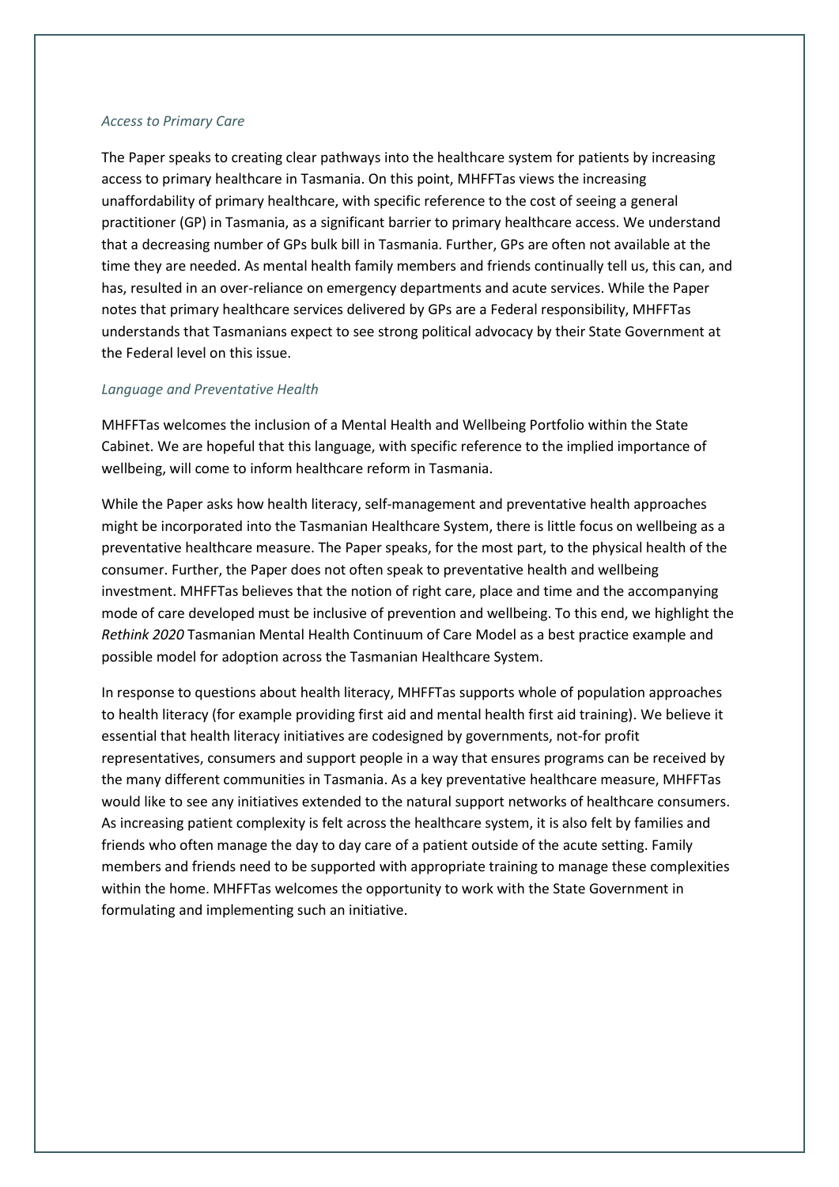*Access to Primary Care*

The Paper speaks to creating clear pathways into the healthcare system for patients by increasing access to primary healthcare in Tasmania. On this point, MHFFTas views the increasing unaffordability of primary healthcare, with specific reference to the cost of seeing a general practitioner (GP) in Tasmania, as a significant barrier to primary healthcare access. We understand that a decreasing number of GPs bulk bill in Tasmania. Further, GPs are often not available at the time they are needed. As mental health family members and friends continually tell us, this can, and has, resulted in an over-reliance on emergency departments and acute services. While the Paper notes that primary healthcare services delivered by GPs are a Federal responsibility, MHFFTas understands that Tasmanians expect to see strong political advocacy by their State Government at the Federal level on this issue.

*Language and Preventative Health*

MHFFTas welcomes the inclusion of a Mental Health and Wellbeing Portfolio within the State Cabinet. We are hopeful that this language, with specific reference to the implied importance of wellbeing, will come to inform healthcare reform in Tasmania.

While the Paper asks how health literacy, self-management and preventative health approaches might be incorporated into the Tasmanian Healthcare System, there is little focus on wellbeing as a preventative healthcare measure. The Paper speaks, for the most part, to the physical health of the consumer. Further, the Paper does not often speak to preventative health and wellbeing investment. MHFFTas believes that the notion of right care, place and time and the accompanying mode of care developed must be inclusive of prevention and wellbeing. To this end, we highlight the *Rethink 2020* Tasmanian Mental Health Continuum of Care Model as a best practice example and possible model for adoption across the Tasmanian Healthcare System.

In response to questions about health literacy, MHFFTas supports whole of population approaches to health literacy (for example providing first aid and mental health first aid training). We believe it essential that health literacy initiatives are codesigned by governments, not-for profit representatives, consumers and support people in a way that ensures programs can be received by the many different communities in Tasmania. As a key preventative healthcare measure, MHFFTas would like to see any initiatives extended to the natural support networks of healthcare consumers. As increasing patient complexity is felt across the healthcare system, it is also felt by families and friends who often manage the day to day care of a patient outside of the acute setting. Family members and friends need to be supported with appropriate training to manage these complexities within the home. MHFFTas welcomes the opportunity to work with the State Government in formulating and implementing such an initiative.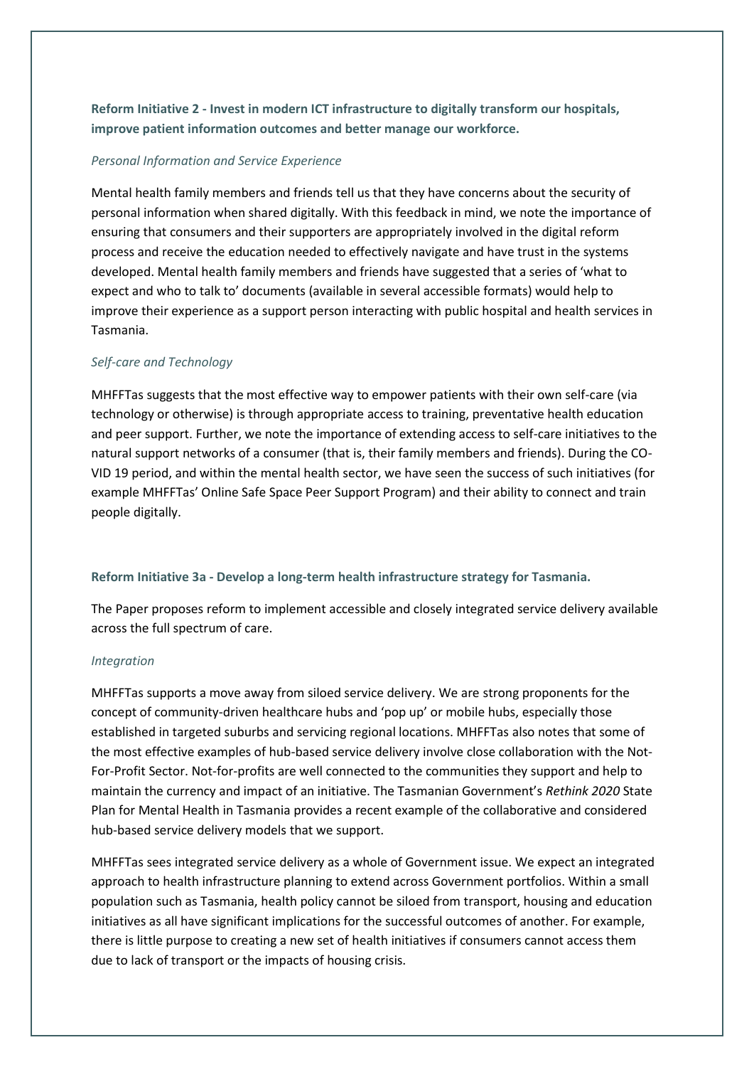**Reform Initiative 2 - Invest in modern ICT infrastructure to digitally transform our hospitals, improve patient information outcomes and better manage our workforce.**

*Personal Information and Service Experience*

Mental health family members and friends tell us that they have concerns about the security of personal information when shared digitally. With this feedback in mind, we note the importance of ensuring that consumers and their supporters are appropriately involved in the digital reform process and receive the education needed to effectively navigate and have trust in the systems developed. Mental health family members and friends have suggested that a series of 'what to expect and who to talk to' documents (available in several accessible formats) would help to improve their experience as a support person interacting with public hospital and health services in Tasmania.

*Self-care and Technology*

MHFFTas suggests that the most effective way to empower patients with their own self-care (via technology or otherwise) is through appropriate access to training, preventative health education and peer support. Further, we note the importance of extending access to self-care initiatives to the natural support networks of a consumer (that is, their family members and friends). During the CO-VID 19 period, and within the mental health sector, we have seen the success of such initiatives (for example MHFFTas' Online Safe Space Peer Support Program) and their ability to connect and train people digitally.

**Reform Initiative 3a - Develop a long-term health infrastructure strategy for Tasmania.**

The Paper proposes reform to implement accessible and closely integrated service delivery available across the full spectrum of care.

*Integration*

MHFFTas supports a move away from siloed service delivery. We are strong proponents for the concept of community-driven healthcare hubs and 'pop up' or mobile hubs, especially those established in targeted suburbs and servicing regional locations. MHFFTas also notes that some of the most effective examples of hub-based service delivery involve close collaboration with the Not-For-Profit Sector. Not-for-profits are well connected to the communities they support and help to maintain the currency and impact of an initiative. The Tasmanian Government's *Rethink 2020* State Plan for Mental Health in Tasmania provides a recent example of the collaborative and considered hub-based service delivery models that we support.

MHFFTas sees integrated service delivery as a whole of Government issue. We expect an integrated approach to health infrastructure planning to extend across Government portfolios. Within a small population such as Tasmania, health policy cannot be siloed from transport, housing and education initiatives as all have significant implications for the successful outcomes of another. For example, there is little purpose to creating a new set of health initiatives if consumers cannot access them due to lack of transport or the impacts of housing crisis.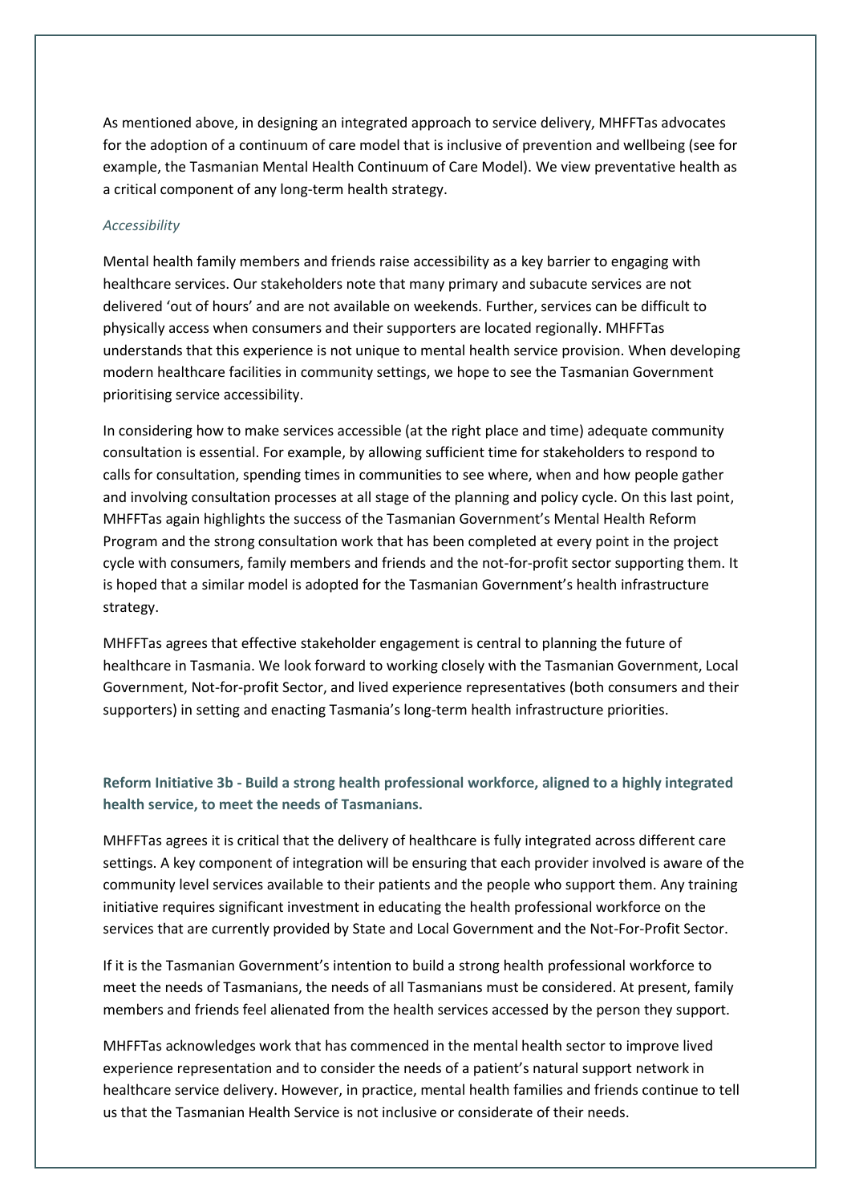As mentioned above, in designing an integrated approach to service delivery, MHFFTas advocates for the adoption of a continuum of care model that is inclusive of prevention and wellbeing (see for example, the Tasmanian Mental Health Continuum of Care Model). We view preventative health as a critical component of any long-term health strategy.

*Accessibility*

Mental health family members and friends raise accessibility as a key barrier to engaging with healthcare services. Our stakeholders note that many primary and subacute services are not delivered 'out of hours' and are not available on weekends. Further, services can be difficult to physically access when consumers and their supporters are located regionally. MHFFTas understands that this experience is not unique to mental health service provision. When developing modern healthcare facilities in community settings, we hope to see the Tasmanian Government prioritising service accessibility.

In considering how to make services accessible (at the right place and time) adequate community consultation is essential. For example, by allowing sufficient time for stakeholders to respond to calls for consultation, spending times in communities to see where, when and how people gather and involving consultation processes at all stage of the planning and policy cycle. On this last point, MHFFTas again highlights the success of the Tasmanian Government's Mental Health Reform Program and the strong consultation work that has been completed at every point in the project cycle with consumers, family members and friends and the not-for-profit sector supporting them. It is hoped that a similar model is adopted for the Tasmanian Government's health infrastructure strategy.

MHFFTas agrees that effective stakeholder engagement is central to planning the future of healthcare in Tasmania. We look forward to working closely with the Tasmanian Government, Local Government, Not-for-profit Sector, and lived experience representatives (both consumers and their supporters) in setting and enacting Tasmania's long-term health infrastructure priorities.

### Reform Initiative 3b - Build a strong health professional workforce, aligned to a highly integrated health service, to meet the needs of Tasmanians.

MHFFTas agrees it is critical that the delivery of healthcare is fully integrated across different care settings. A key component of integration will be ensuring that each provider involved is aware of the community level services available to their patients and the people who support them. Any training initiative requires significant investment in educating the health professional workforce on the services that are currently provided by State and Local Government and the Not-For-Profit Sector.

If it is the Tasmanian Government's intention to build a strong health professional workforce to meet the needs of Tasmanians, the needs of all Tasmanians must be considered. At present, family members and friends feel alienated from the health services accessed by the person they support.

MHFFTas acknowledges work that has commenced in the mental health sector to improve lived experience representation and to consider the needs of a patient's natural support network in healthcare service delivery. However, in practice, mental health families and friends continue to tell us that the Tasmanian Health Service is not inclusive or considerate of their needs.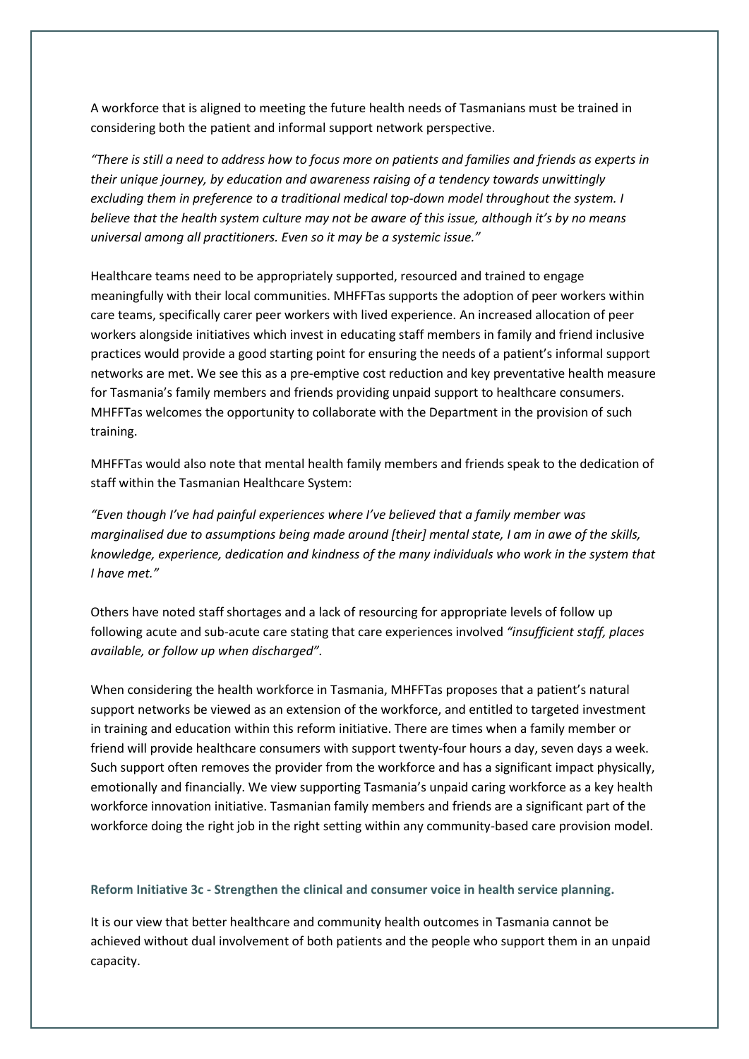A workforce that is aligned to meeting the future health needs of Tasmanians must be trained in considering both the patient and informal support network perspective.

*"There is still a need to address how to focus more on patients and families and friends as experts in their unique journey, by education and awareness raising of a tendency towards unwittingly excluding them in preference to a traditional medical top-down model throughout the system. I believe that the health system culture may not be aware of this issue, although it's by no means universal among all practitioners. Even so it may be a systemic issue."*

Healthcare teams need to be appropriately supported, resourced and trained to engage meaningfully with their local communities. MHFFTas supports the adoption of peer workers within care teams, specifically carer peer workers with lived experience. An increased allocation of peer workers alongside initiatives which invest in educating staff members in family and friend inclusive practices would provide a good starting point for ensuring the needs of a patient's informal support networks are met. We see this as a pre-emptive cost reduction and key preventative health measure for Tasmania's family members and friends providing unpaid support to healthcare consumers. MHFFTas welcomes the opportunity to collaborate with the Department in the provision of such training.

MHFFTas would also note that mental health family members and friends speak to the dedication of staff within the Tasmanian Healthcare System:

*"Even though I've had painful experiences where I've believed that a family member was marginalised due to assumptions being made around [their] mental state, I am in awe of the skills, knowledge, experience, dedication and kindness of the many individuals who work in the system that I have met."*

Others have noted staff shortages and a lack of resourcing for appropriate levels of follow up following acute and sub-acute care stating that care experiences involved *"insufficient staff, places available, or follow up when discharged"*.

When considering the health workforce in Tasmania, MHFFTas proposes that a patient's natural support networks be viewed as an extension of the workforce, and entitled to targeted investment in training and education within this reform initiative. There are times when a family member or friend will provide healthcare consumers with support twenty-four hours a day, seven days a week. Such support often removes the provider from the workforce and has a significant impact physically, emotionally and financially. We view supporting Tasmania's unpaid caring workforce as a key health workforce innovation initiative. Tasmanian family members and friends are a significant part of the workforce doing the right job in the right setting within any community-based care provision model.

### Reform Initiative 3c - Strengthen the clinical and consumer voice in health service planning.

It is our view that better healthcare and community health outcomes in Tasmania cannot be achieved without dual involvement of both patients and the people who support them in an unpaid capacity.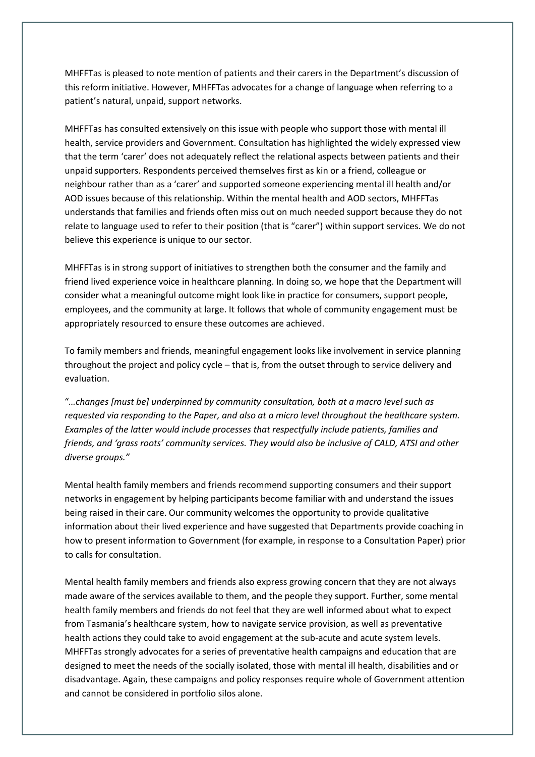MHFFTas is pleased to note mention of patients and their carers in the Department's discussion of this reform initiative. However, MHFFTas advocates for a change of language when referring to a patient's natural, unpaid, support networks.

MHFFTas has consulted extensively on this issue with people who support those with mental ill health, service providers and Government. Consultation has highlighted the widely expressed view that the term 'carer' does not adequately reflect the relational aspects between patients and their unpaid supporters. Respondents perceived themselves first as kin or a friend, colleague or neighbour rather than as a 'carer' and supported someone experiencing mental ill health and/or AOD issues because of this relationship. Within the mental health and AOD sectors, MHFFTas understands that families and friends often miss out on much needed support because they do not relate to language used to refer to their position (that is "carer") within support services. We do not believe this experience is unique to our sector.

MHFFTas is in strong support of initiatives to strengthen both the consumer and the family and friend lived experience voice in healthcare planning. In doing so, we hope that the Department will consider what a meaningful outcome might look like in practice for consumers, support people, employees, and the community at large. It follows that whole of community engagement must be appropriately resourced to ensure these outcomes are achieved.

To family members and friends, meaningful engagement looks like involvement in service planning throughout the project and policy cycle – that is, from the outset through to service delivery and evaluation.

"*…changes [must be] underpinned by community consultation, both at a macro level such as requested via responding to the Paper, and also at a micro level throughout the healthcare system. Examples of the latter would include processes that respectfully include patients, families and friends, and 'grass roots' community services. They would also be inclusive of CALD, ATSI and other diverse groups."*

Mental health family members and friends recommend supporting consumers and their support networks in engagement by helping participants become familiar with and understand the issues being raised in their care. Our community welcomes the opportunity to provide qualitative information about their lived experience and have suggested that Departments provide coaching in how to present information to Government (for example, in response to a Consultation Paper) prior to calls for consultation.

Mental health family members and friends also express growing concern that they are not always made aware of the services available to them, and the people they support. Further, some mental health family members and friends do not feel that they are well informed about what to expect from Tasmania's healthcare system, how to navigate service provision, as well as preventative health actions they could take to avoid engagement at the sub-acute and acute system levels. MHFFTas strongly advocates for a series of preventative health campaigns and education that are designed to meet the needs of the socially isolated, those with mental ill health, disabilities and or disadvantage. Again, these campaigns and policy responses require whole of Government attention and cannot be considered in portfolio silos alone.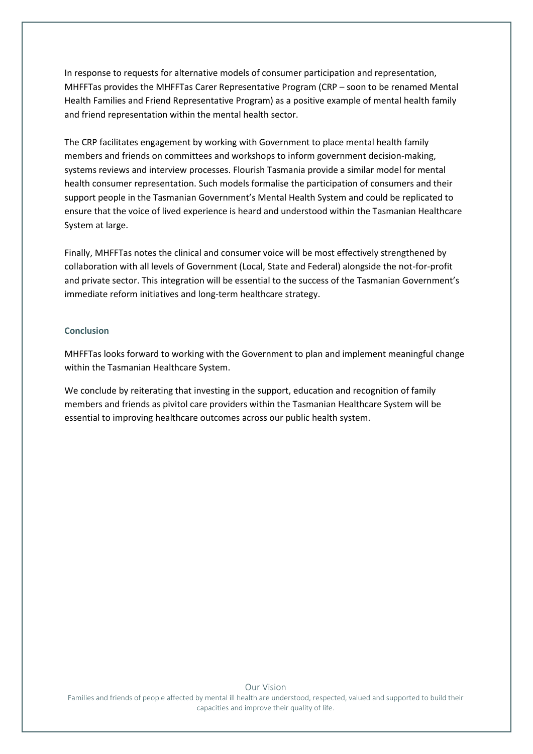In response to requests for alternative models of consumer participation and representation, MHFFTas provides the MHFFTas Carer Representative Program (CRP – soon to be renamed Mental Health Families and Friend Representative Program) as a positive example of mental health family and friend representation within the mental health sector.

The CRP facilitates engagement by working with Government to place mental health family members and friends on committees and workshops to inform government decision-making, systems reviews and interview processes. Flourish Tasmania provide a similar model for mental health consumer representation. Such models formalise the participation of consumers and their support people in the Tasmanian Government's Mental Health System and could be replicated to ensure that the voice of lived experience is heard and understood within the Tasmanian Healthcare System at large.

Finally, MHFFTas notes the clinical and consumer voice will be most effectively strengthened by collaboration with all levels of Government (Local, State and Federal) alongside the not-for-profit and private sector. This integration will be essential to the success of the Tasmanian Government's immediate reform initiatives and long-term healthcare strategy.

### Conclusion

MHFFTas looks forward to working with the Government to plan and implement meaningful change within the Tasmanian Healthcare System.

We conclude by reiterating that investing in the support, education and recognition of family members and friends as pivitol care providers within the Tasmanian Healthcare System will be essential to improving healthcare outcomes across our public health system.